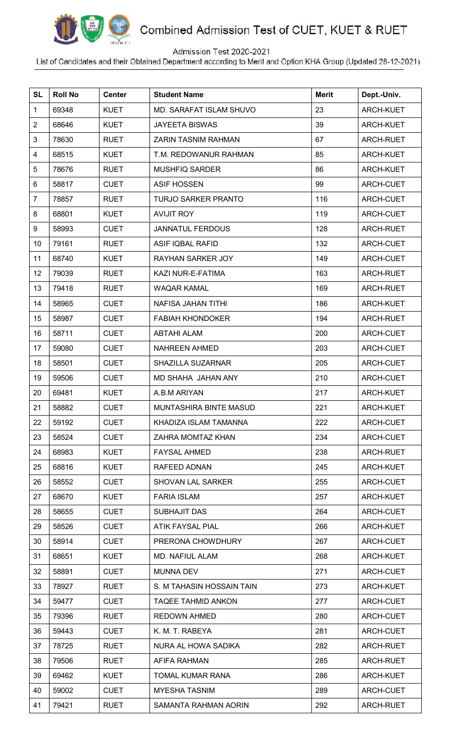# Combined Admission Test of CUET, KUET & RUET

Admission Test 2020-2021

List of Candidates and their Obtained Department according to Merit and Option:KHA Group (Updated:28-12-2021)

| SL | Roll No | Center | Student Name | Merit | Dept.-Univ. |
|---|---|---|---|---|---|
| 1 | 69348 | KUET | MD. SARAFAT ISLAM SHUVO | 23 | ARCH-KUET |
| 2 | 68646 | KUET | JAYEETA BISWAS | 39 | ARCH-KUET |
| 3 | 78630 | RUET | ZARIN TASNIM RAHMAN | 67 | ARCH-RUET |
| 4 | 68515 | KUET | T.M. REDOWANUR RAHMAN | 85 | ARCH-KUET |
| 5 | 78676 | RUET | MUSHFIQ SARDER | 86 | ARCH-KUET |
| 6 | 58817 | CUET | ASIF HOSSEN | 99 | ARCH-CUET |
| 7 | 78857 | RUET | TURJO SARKER PRANTO | 116 | ARCH-CUET |
| 8 | 68801 | KUET | AVIJIT ROY | 119 | ARCH-CUET |
| 9 | 58993 | CUET | JANNATUL FERDOUS | 128 | ARCH-RUET |
| 10 | 79161 | RUET | ASIF IQBAL RAFID | 132 | ARCH-CUET |
| 11 | 68740 | KUET | RAYHAN SARKER JOY | 149 | ARCH-CUET |
| 12 | 79039 | RUET | KAZI NUR-E-FATIMA | 163 | ARCH-RUET |
| 13 | 79418 | RUET | WAQAR KAMAL | 169 | ARCH-RUET |
| 14 | 58965 | CUET | NAFISA JAHAN TITHI | 186 | ARCH-KUET |
| 15 | 58987 | CUET | FABIAH KHONDOKER | 194 | ARCH-RUET |
| 16 | 58711 | CUET | ABTAHI ALAM | 200 | ARCH-CUET |
| 17 | 59080 | CUET | NAHREEN AHMED | 203 | ARCH-CUET |
| 18 | 58501 | CUET | SHAZILLA SUZARNAR | 205 | ARCH-CUET |
| 19 | 59506 | CUET | MD SHAHA JAHAN ANY | 210 | ARCH-CUET |
| 20 | 69481 | KUET | A.B.M ARIYAN | 217 | ARCH-KUET |
| 21 | 58882 | CUET | MUNTASHIRA BINTE MASUD | 221 | ARCH-KUET |
| 22 | 59192 | CUET | KHADIZA ISLAM TAMANNA | 222 | ARCH-CUET |
| 23 | 58524 | CUET | ZAHRA MOMTAZ KHAN | 234 | ARCH-CUET |
| 24 | 68983 | KUET | FAYSAL AHMED | 238 | ARCH-RUET |
| 25 | 68816 | KUET | RAFEED ADNAN | 245 | ARCH-KUET |
| 26 | 58552 | CUET | SHOVAN LAL SARKER | 255 | ARCH-CUET |
| 27 | 68670 | KUET | FARIA ISLAM | 257 | ARCH-KUET |
| 28 | 58655 | CUET | SUBHAJIT DAS | 264 | ARCH-CUET |
| 29 | 58526 | CUET | ATIK FAYSAL PIAL | 266 | ARCH-KUET |
| 30 | 58914 | CUET | PRERONA CHOWDHURY | 267 | ARCH-CUET |
| 31 | 68651 | KUET | MD. NAFIUL ALAM | 268 | ARCH-KUET |
| 32 | 58891 | CUET | MUNNA DEV | 271 | ARCH-CUET |
| 33 | 78927 | RUET | S. M TAHASIN HOSSAIN TAIN | 273 | ARCH-KUET |
| 34 | 59477 | CUET | TAQEE TAHMID ANKON | 277 | ARCH-CUET |
| 35 | 79396 | RUET | REDOWN AHMED | 280 | ARCH-CUET |
| 36 | 59443 | CUET | K. M. T. RABEYA | 281 | ARCH-CUET |
| 37 | 78725 | RUET | NURA AL HOWA SADIKA | 282 | ARCH-RUET |
| 38 | 79506 | RUET | AFIFA RAHMAN | 285 | ARCH-RUET |
| 39 | 69462 | KUET | TOMAL KUMAR RANA | 286 | ARCH-KUET |
| 40 | 59002 | CUET | MYESHA TASNIM | 289 | ARCH-CUET |
| 41 | 79421 | RUET | SAMANTA RAHMAN AORIN | 292 | ARCH-RUET |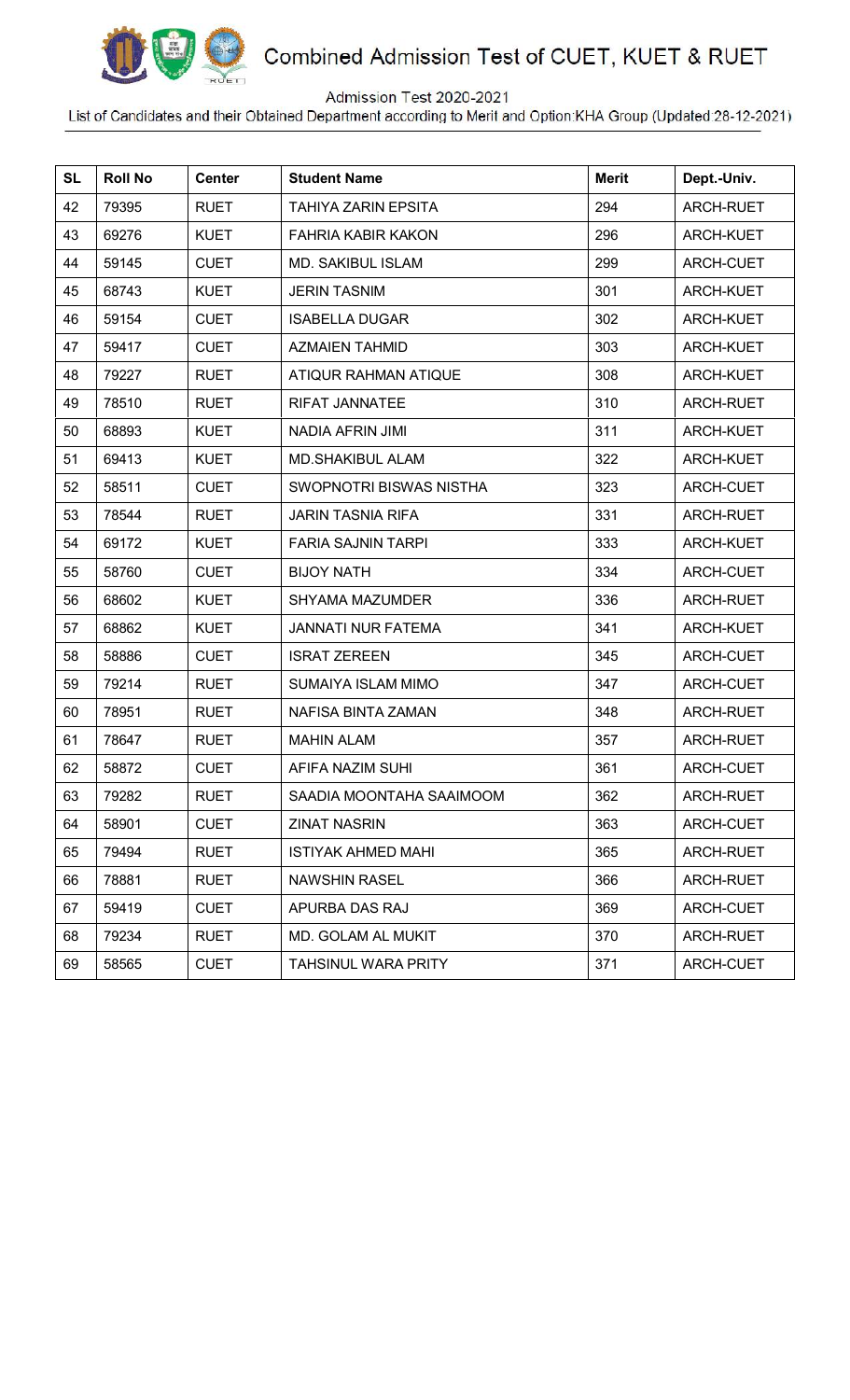# Combined Admission Test of CUET, KUET & RUET

Admission Test 2020-2021

List of Candidates and their Obtained Department according to Merit and Option:KHA Group (Updated:28-12-2021)

| SL | Roll No | Center | Student Name | Merit | Dept.-Univ. |
|---|---|---|---|---|---|
| 42 | 79395 | RUET | TAHIYA ZARIN EPSITA | 294 | ARCH-RUET |
| 43 | 69276 | KUET | FAHRIA KABIR KAKON | 296 | ARCH-KUET |
| 44 | 59145 | CUET | MD. SAKIBUL ISLAM | 299 | ARCH-CUET |
| 45 | 68743 | KUET | JERIN TASNIM | 301 | ARCH-KUET |
| 46 | 59154 | CUET | ISABELLA DUGAR | 302 | ARCH-KUET |
| 47 | 59417 | CUET | AZMAIEN TAHMID | 303 | ARCH-KUET |
| 48 | 79227 | RUET | ATIQUR RAHMAN ATIQUE | 308 | ARCH-KUET |
| 49 | 78510 | RUET | RIFAT JANNATEE | 310 | ARCH-RUET |
| 50 | 68893 | KUET | NADIA AFRIN JIMI | 311 | ARCH-KUET |
| 51 | 69413 | KUET | MD.SHAKIBUL ALAM | 322 | ARCH-KUET |
| 52 | 58511 | CUET | SWOPNOTRI BISWAS NISTHA | 323 | ARCH-CUET |
| 53 | 78544 | RUET | JARIN TASNIA RIFA | 331 | ARCH-RUET |
| 54 | 69172 | KUET | FARIA SAJNIN TARPI | 333 | ARCH-KUET |
| 55 | 58760 | CUET | BIJOY NATH | 334 | ARCH-CUET |
| 56 | 68602 | KUET | SHYAMA MAZUMDER | 336 | ARCH-RUET |
| 57 | 68862 | KUET | JANNATI NUR FATEMA | 341 | ARCH-KUET |
| 58 | 58886 | CUET | ISRAT ZEREEN | 345 | ARCH-CUET |
| 59 | 79214 | RUET | SUMAIYA ISLAM MIMO | 347 | ARCH-CUET |
| 60 | 78951 | RUET | NAFISA BINTA ZAMAN | 348 | ARCH-RUET |
| 61 | 78647 | RUET | MAHIN ALAM | 357 | ARCH-RUET |
| 62 | 58872 | CUET | AFIFA NAZIM SUHI | 361 | ARCH-CUET |
| 63 | 79282 | RUET | SAADIA MOONTAHA SAAIMOOM | 362 | ARCH-RUET |
| 64 | 58901 | CUET | ZINAT NASRIN | 363 | ARCH-CUET |
| 65 | 79494 | RUET | ISTIYAK AHMED MAHI | 365 | ARCH-RUET |
| 66 | 78881 | RUET | NAWSHIN RASEL | 366 | ARCH-RUET |
| 67 | 59419 | CUET | APURBA DAS RAJ | 369 | ARCH-CUET |
| 68 | 79234 | RUET | MD. GOLAM AL MUKIT | 370 | ARCH-RUET |
| 69 | 58565 | CUET | TAHSINUL WARA PRITY | 371 | ARCH-CUET |